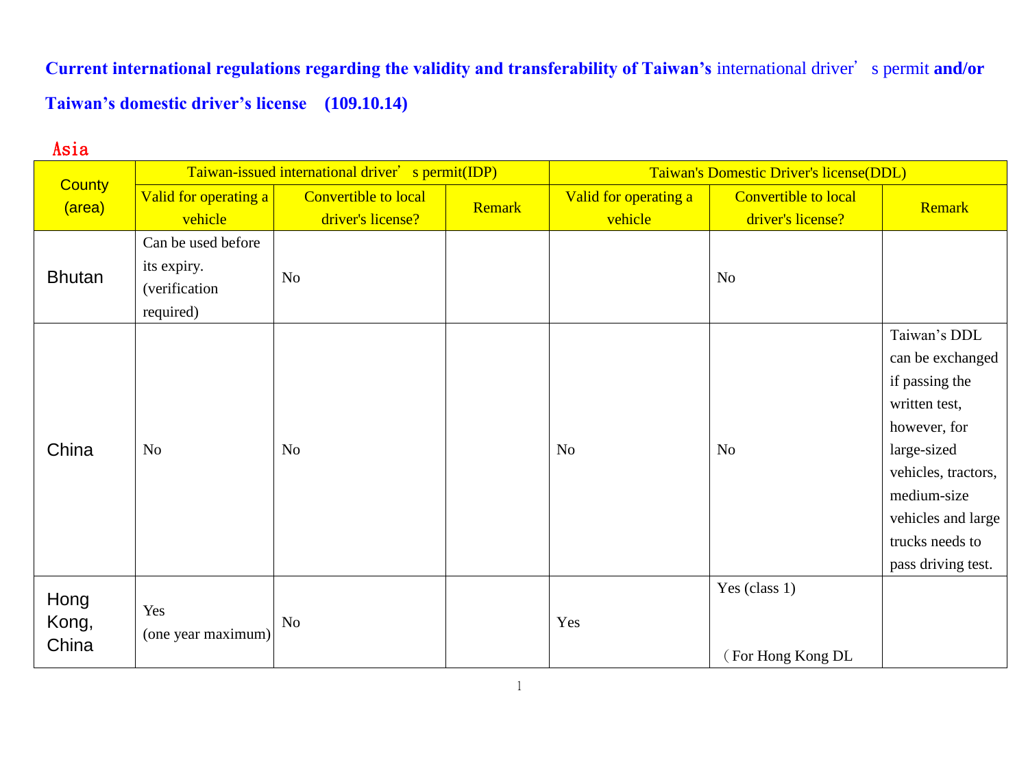**Current international regulations regarding the validity and transferability of Taiwan's** international driver' s permit **and/or Taiwan's domestic driver's license (109.10.14)**

## Asia

| County (area) | Taiwan-issued international driver' s permit(IDP) | | | Taiwan's Domestic Driver's license(DDL) | | |
|---|---|---|---|---|---|---|
| | Valid for operating a vehicle | Convertible to local driver's license? | Remark | Valid for operating a vehicle | Convertible to local driver's license? | Remark |
| Bhutan | Can be used before its expiry. (verification required) | No | | | No | |
| China | No | No | | No | No | Taiwan's DDL can be exchanged if passing the written test, however, for large-sized vehicles, tractors, medium-size vehicles and large trucks needs to pass driving test. |
| Hong Kong, China | Yes (one year maximum) | No | | Yes | Yes (class 1) （For Hong Kong DL | |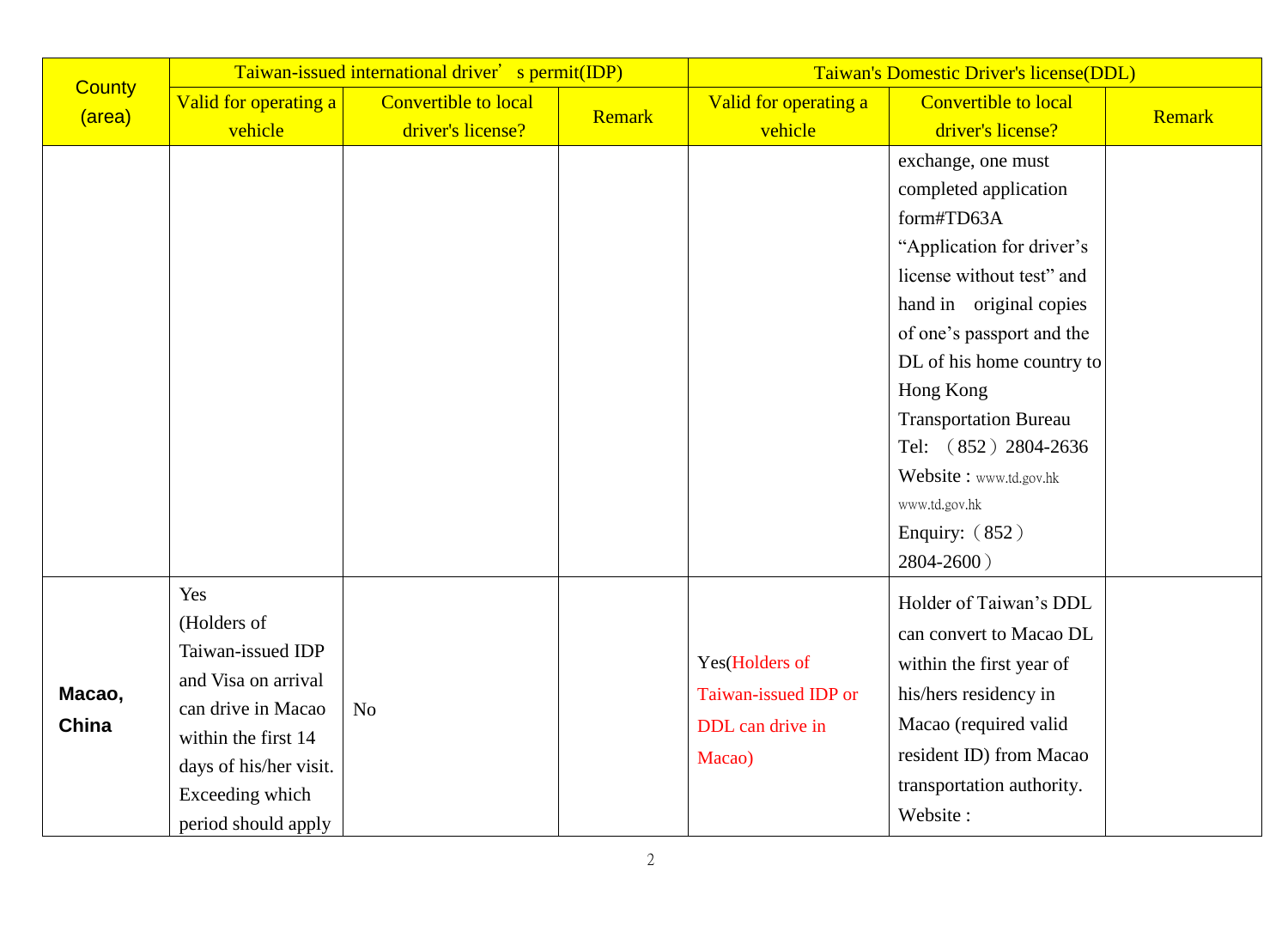| County (area) | Taiwan-issued international driver' s permit(IDP) | | | Taiwan's Domestic Driver's license(DDL) | | |
|---|---|---|---|---|---|---|
| | Valid for operating a vehicle | Convertible to local driver's license? | Remark | Valid for operating a vehicle | Convertible to local driver's license? | Remark |
| | | | | | exchange, one must completed application form#TD63A "Application for driver's license without test" and hand in original copies of one's passport and the DL of his home country to Hong Kong Transportation Bureau Tel: (852) 2804-2636 Website : www.td.gov.hk www.td.gov.hk Enquiry: (852) 2804-2600) | |
| **Macao, China** | Yes (Holders of Taiwan-issued IDP and Visa on arrival can drive in Macao within the first 14 days of his/her visit. Exceeding which period should apply | No | | Yes(Holders of Taiwan-issued IDP or DDL can drive in Macao) | Holder of Taiwan's DDL can convert to Macao DL within the first year of his/hers residency in Macao (required valid resident ID) from Macao transportation authority. Website : | |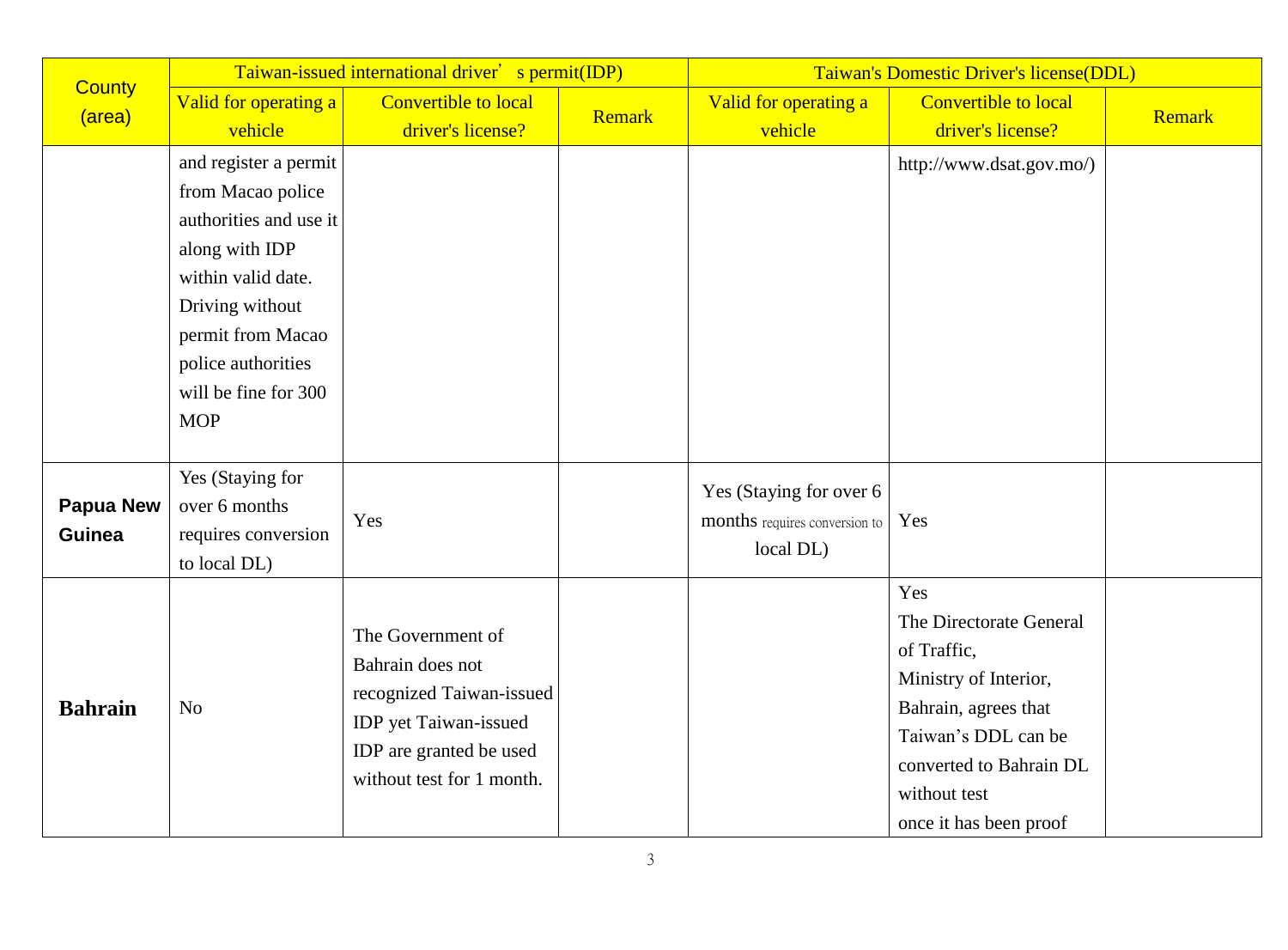| County (area) | Taiwan-issued international driver' s permit(IDP) | | | Taiwan's Domestic Driver's license(DDL) | | |
|---|---|---|---|---|---|---|
| | Valid for operating a vehicle | Convertible to local driver's license? | Remark | Valid for operating a vehicle | Convertible to local driver's license? | Remark |
| | and register a permit from Macao police authorities and use it along with IDP within valid date. Driving without permit from Macao police authorities will be fine for 300 MOP | | | | http://www.dsat.gov.mo/) | |
| **Papua New Guinea** | Yes (Staying for over 6 months requires conversion to local DL) | Yes | | Yes (Staying for over 6 months requires conversion to local DL) | Yes | |
| **Bahrain** | No | The Government of Bahrain does not recognized Taiwan-issued IDP yet Taiwan-issued IDP are granted be used without test for 1 month. | | | Yes The Directorate General of Traffic, Ministry of Interior, Bahrain, agrees that Taiwan's DDL can be converted to Bahrain DL without test once it has been proof | |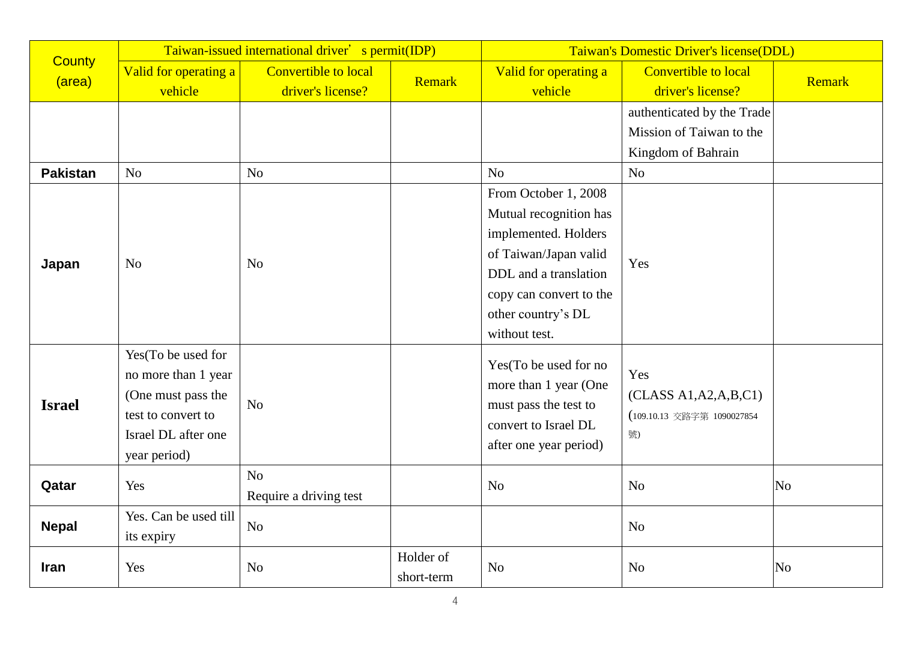| County (area) | Taiwan-issued international driver's permit(IDP) | | | Taiwan's Domestic Driver's license(DDL) | | |
|---|---|---|---|---|---|---|
| | Valid for operating a vehicle | Convertible to local driver's license? | Remark | Valid for operating a vehicle | Convertible to local driver's license? | Remark |
| | | | | | authenticated by the Trade Mission of Taiwan to the Kingdom of Bahrain | |
| **Pakistan** | No | No | | No | No | |
| **Japan** | No | No | | From October 1, 2008 Mutual recognition has implemented. Holders of Taiwan/Japan valid DDL and a translation copy can convert to the other country's DL without test. | Yes | |
| **Israel** | Yes(To be used for no more than 1 year (One must pass the test to convert to Israel DL after one year period) | No | | Yes(To be used for no more than 1 year (One must pass the test to convert to Israel DL after one year period) | Yes (CLASS A1,A2,A,B,C1) (109.10.13 交路字第 1090027854 號) | |
| **Qatar** | Yes | No Require a driving test | | No | No | No |
| **Nepal** | Yes. Can be used till its expiry | No | | | No | |
| **Iran** | Yes | No | Holder of short-term | No | No | No |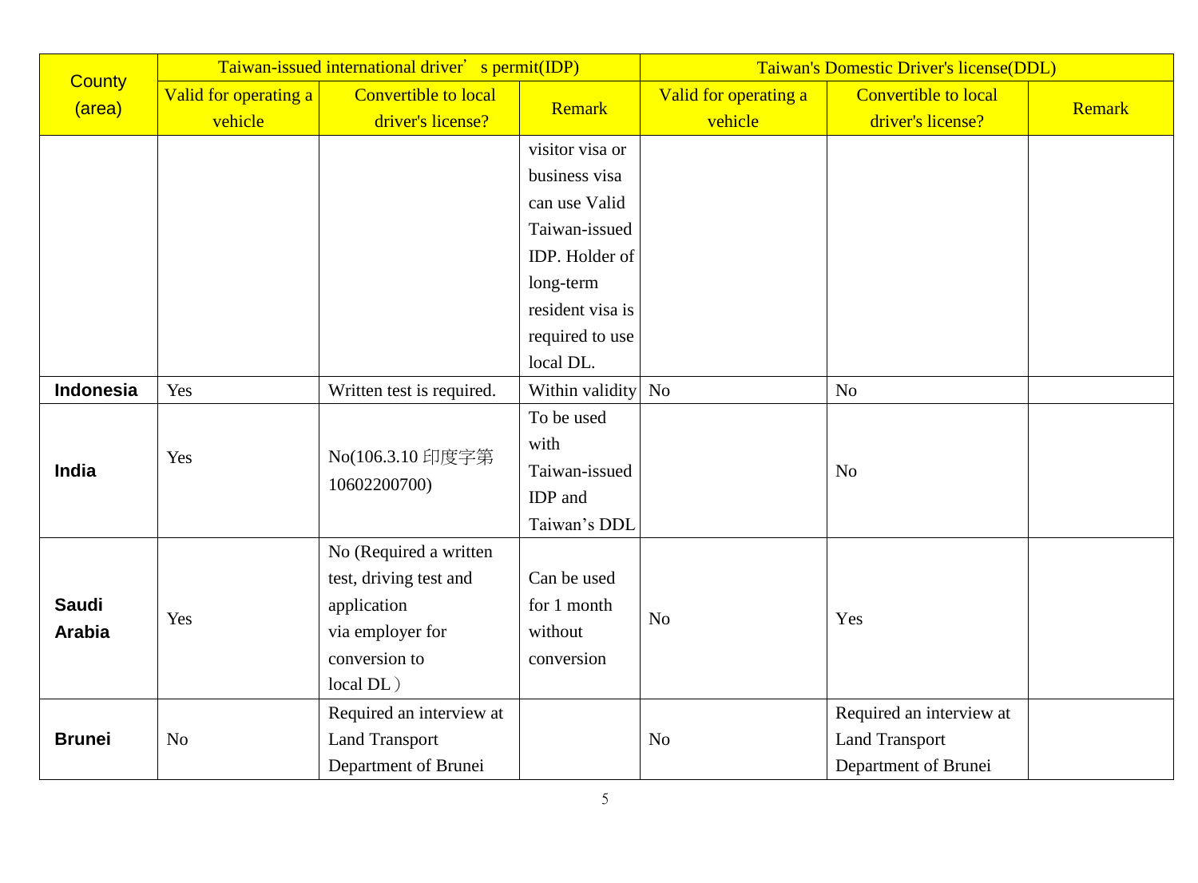| County (area) | Taiwan-issued international driver' s permit(IDP) | | | Taiwan's Domestic Driver's license(DDL) | | |
|---|---|---|---|---|---|---|
| | Valid for operating a vehicle | Convertible to local driver's license? | Remark | Valid for operating a vehicle | Convertible to local driver's license? | Remark |
| | | | visitor visa or business visa can use Valid Taiwan-issued IDP. Holder of long-term resident visa is required to use local DL. | | | |
| **Indonesia** | Yes | Written test is required. | Within validity | No | No | |
| **India** | Yes | No(106.3.10 印度字第10602200700) | To be used with Taiwan-issued IDP and Taiwan's DDL | | No | |
| **Saudi Arabia** | Yes | No (Required a written test, driving test and application via employer for conversion to local DL） | Can be used for 1 month without conversion | No | Yes | |
| **Brunei** | No | Required an interview at Land Transport Department of Brunei | | No | Required an interview at Land Transport Department of Brunei | |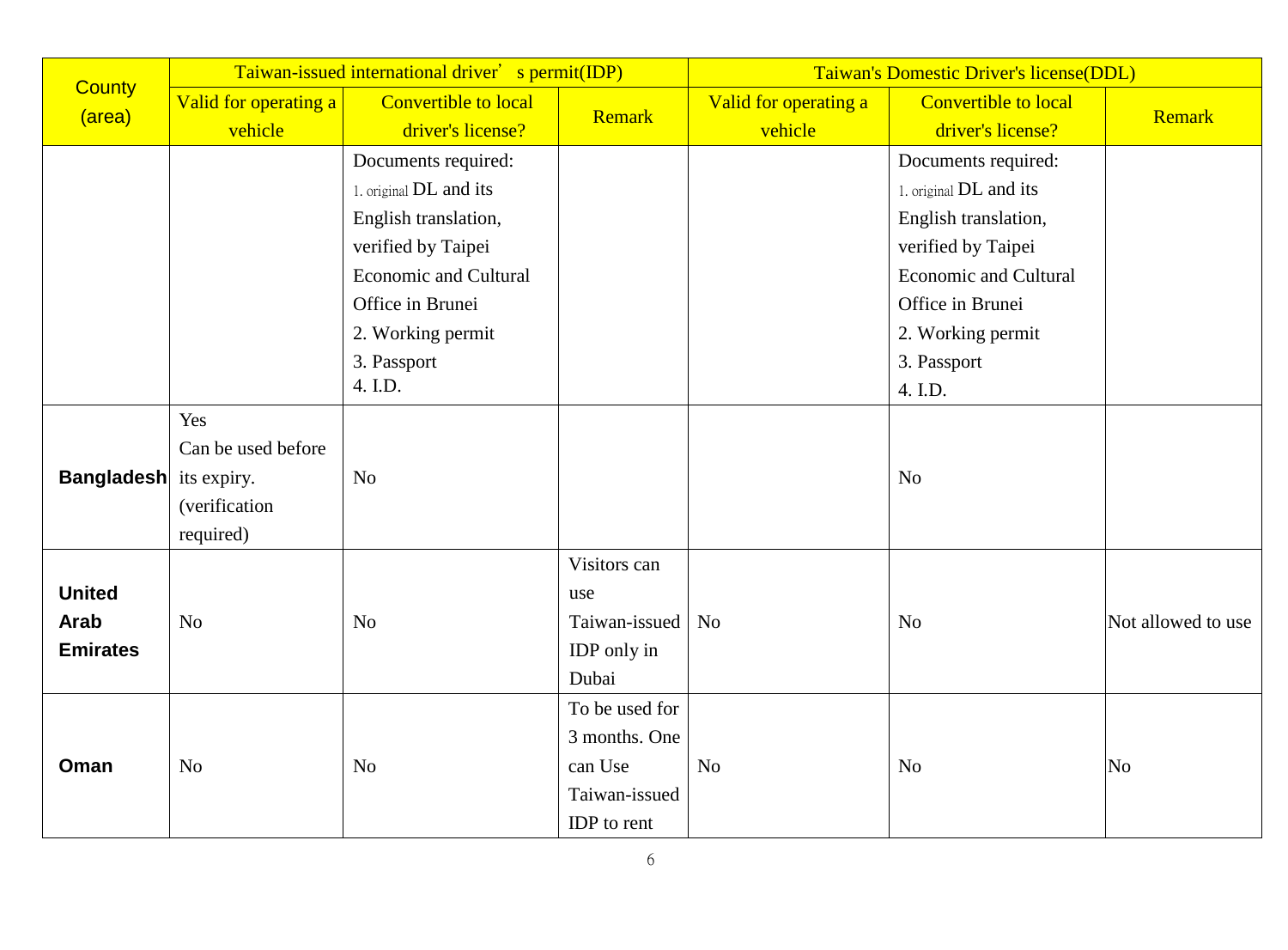| County (area) | Taiwan-issued international driver's permit(IDP) | | | Taiwan's Domestic Driver's license(DDL) | | |
|---|---|---|---|---|---|---|
| | Valid for operating a vehicle | Convertible to local driver's license? | Remark | Valid for operating a vehicle | Convertible to local driver's license? | Remark |
| | | Documents required: 1. original DL and its English translation, verified by Taipei Economic and Cultural Office in Brunei 2. Working permit 3. Passport 4. I.D. | | | Documents required: 1. original DL and its English translation, verified by Taipei Economic and Cultural Office in Brunei 2. Working permit 3. Passport 4. I.D. | |
| **Bangladesh** | Yes Can be used before its expiry. (verification required) | No | | | No | |
| **United Arab Emirates** | No | No | Visitors can use Taiwan-issued IDP only in Dubai | No | No | Not allowed to use |
| **Oman** | No | No | To be used for 3 months. One can Use Taiwan-issued IDP to rent | No | No | No |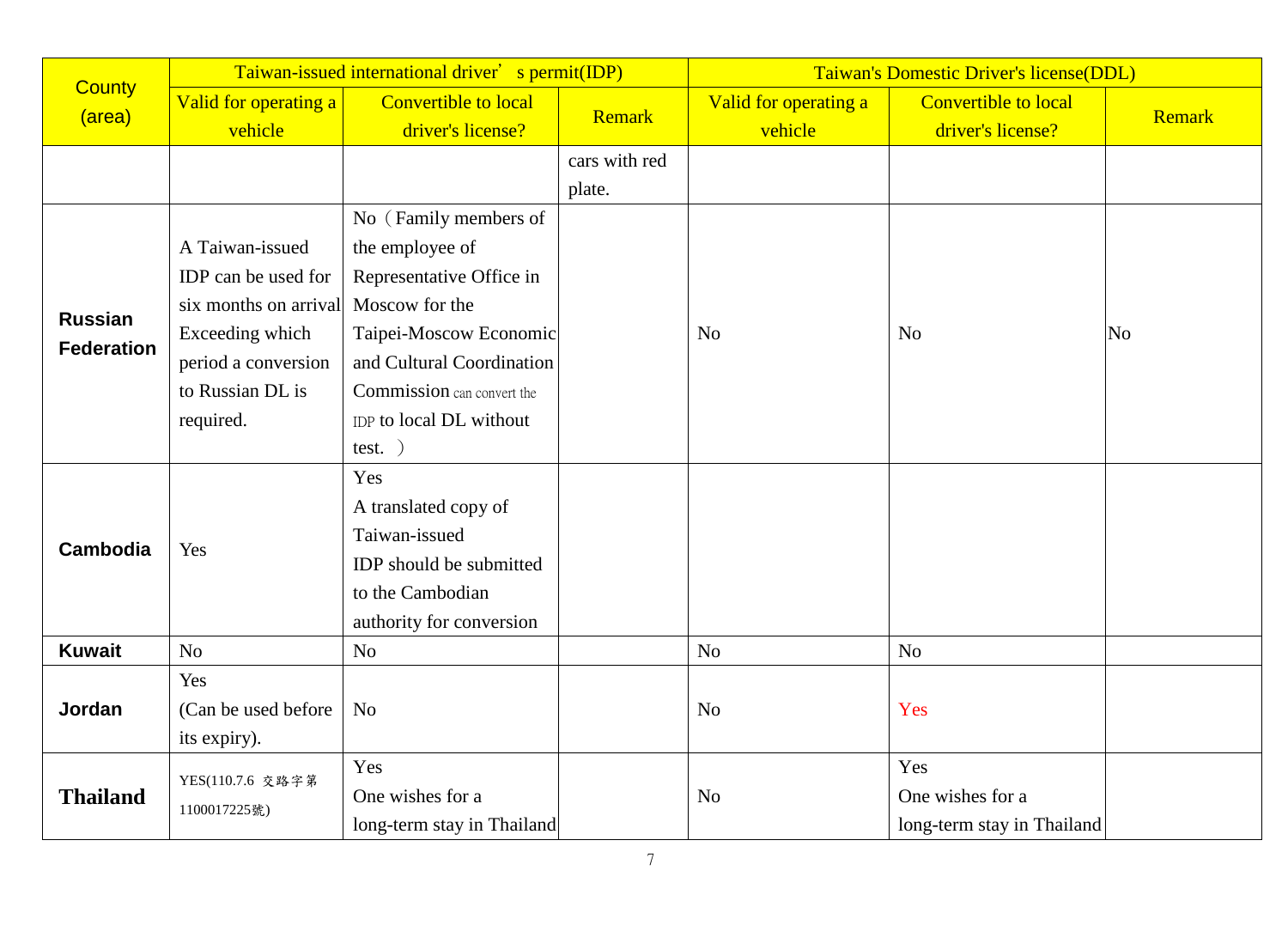| County (area) | Taiwan-issued international driver' s permit(IDP) | | | Taiwan's Domestic Driver's license(DDL) | | |
|---|---|---|---|---|---|---|
| | Valid for operating a vehicle | Convertible to local driver's license? | Remark | Valid for operating a vehicle | Convertible to local driver's license? | Remark |
| | | | cars with red plate. | | | |
| **Russian Federation** | A Taiwan-issued IDP can be used for six months on arrival Exceeding which period a conversion to Russian DL is required. | No（Family members of the employee of Representative Office in Moscow for the Taipei-Moscow Economic and Cultural Coordination Commission can convert the IDP to local DL without test. ） | | No | No | No |
| **Cambodia** | Yes | Yes A translated copy of Taiwan-issued IDP should be submitted to the Cambodian authority for conversion | | | | |
| **Kuwait** | No | No | | No | No | |
| **Jordan** | Yes (Can be used before its expiry). | No | | No | Yes | |
| **Thailand** | YES(110.7.6 交路字第1100017225號) | Yes One wishes for a long-term stay in Thailand | | No | Yes One wishes for a long-term stay in Thailand | |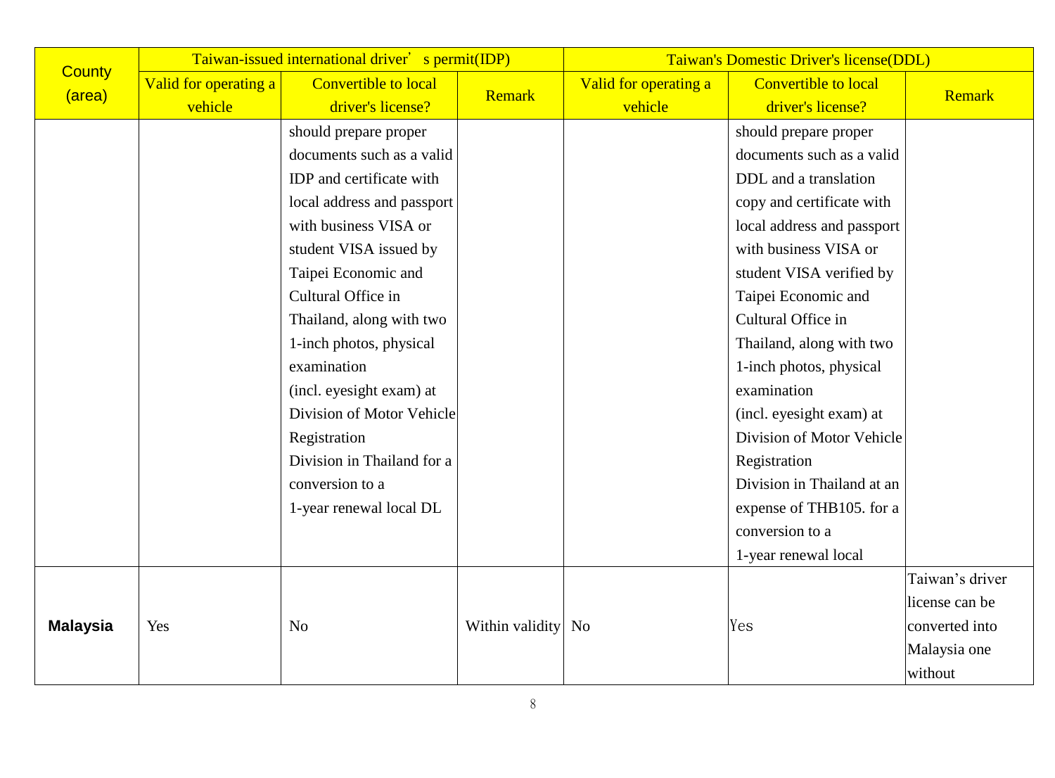| County (area) | Taiwan-issued international driver' s permit(IDP) | | | Taiwan's Domestic Driver's license(DDL) | | |
|---|---|---|---|---|---|---|
| | Valid for operating a vehicle | Convertible to local driver's license? | Remark | Valid for operating a vehicle | Convertible to local driver's license? | Remark |
| | | should prepare proper documents such as a valid IDP and certificate with local address and passport with business VISA or student VISA issued by Taipei Economic and Cultural Office in Thailand, along with two 1-inch photos, physical examination (incl. eyesight exam) at Division of Motor Vehicle Registration Division in Thailand for a conversion to a 1-year renewal local DL | | | should prepare proper documents such as a valid DDL and a translation copy and certificate with local address and passport with business VISA or student VISA verified by Taipei Economic and Cultural Office in Thailand, along with two 1-inch photos, physical examination (incl. eyesight exam) at Division of Motor Vehicle Registration Division in Thailand at an expense of THB105. for a conversion to a 1-year renewal local | |
| **Malaysia** | Yes | No | Within validity | No | Yes | Taiwan's driver license can be converted into Malaysia one without |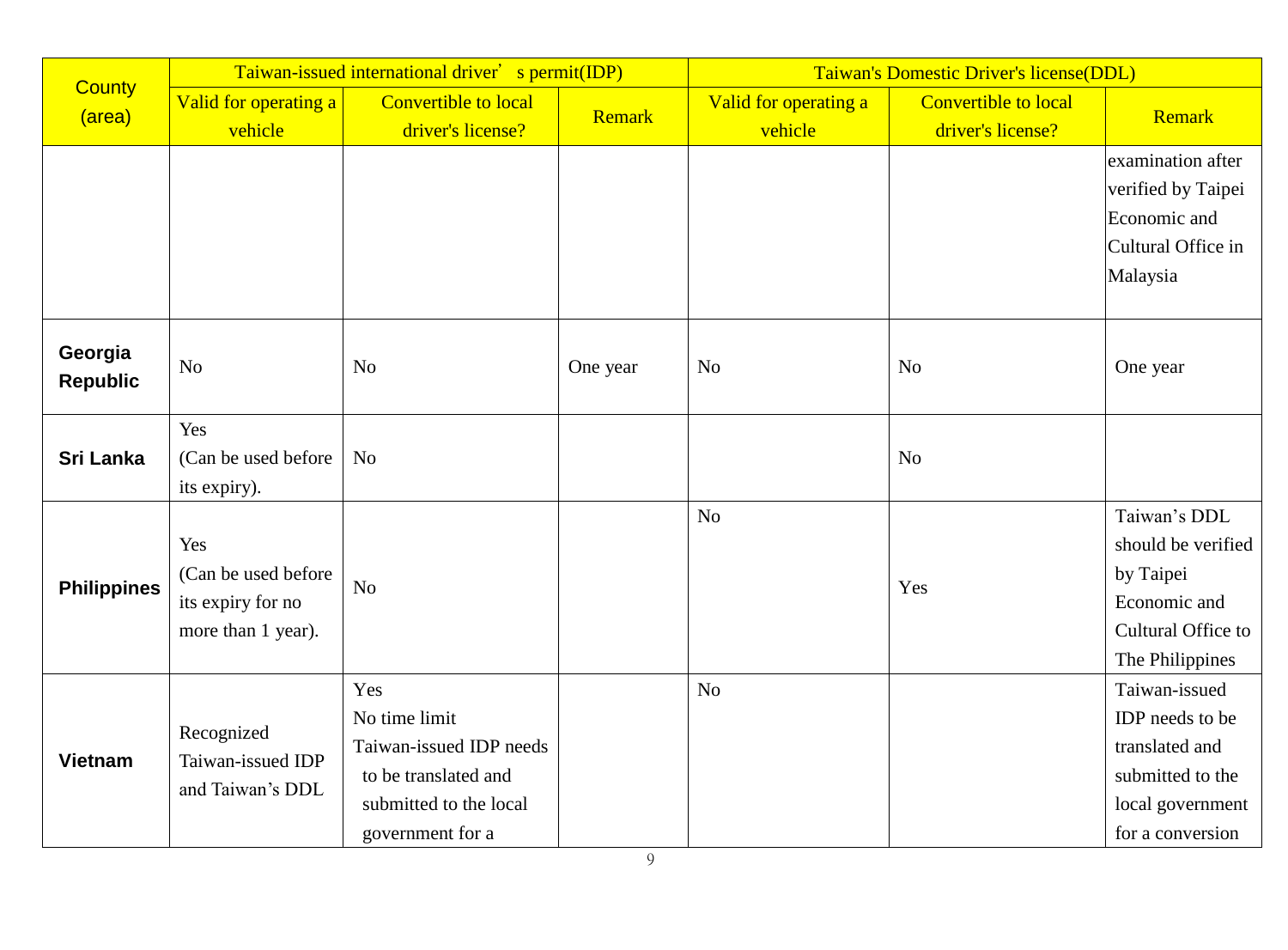| County (area) | Taiwan-issued international driver' s permit(IDP) | | | Taiwan's Domestic Driver's license(DDL) | | |
|---|---|---|---|---|---|---|
| | Valid for operating a vehicle | Convertible to local driver's license? | Remark | Valid for operating a vehicle | Convertible to local driver's license? | Remark |
| | | | | | | examination after verified by Taipei Economic and Cultural Office in Malaysia |
| **Georgia Republic** | No | No | One year | No | No | One year |
| **Sri Lanka** | Yes (Can be used before its expiry). | No | | | No | |
| **Philippines** | Yes (Can be used before its expiry for no more than 1 year). | No | | No | Yes | Taiwan's DDL should be verified by Taipei Economic and Cultural Office to The Philippines |
| **Vietnam** | Recognized Taiwan-issued IDP and Taiwan's DDL | Yes No time limit Taiwan-issued IDP needs to be translated and submitted to the local government for a | | No | | Taiwan-issued IDP needs to be translated and submitted to the local government for a conversion |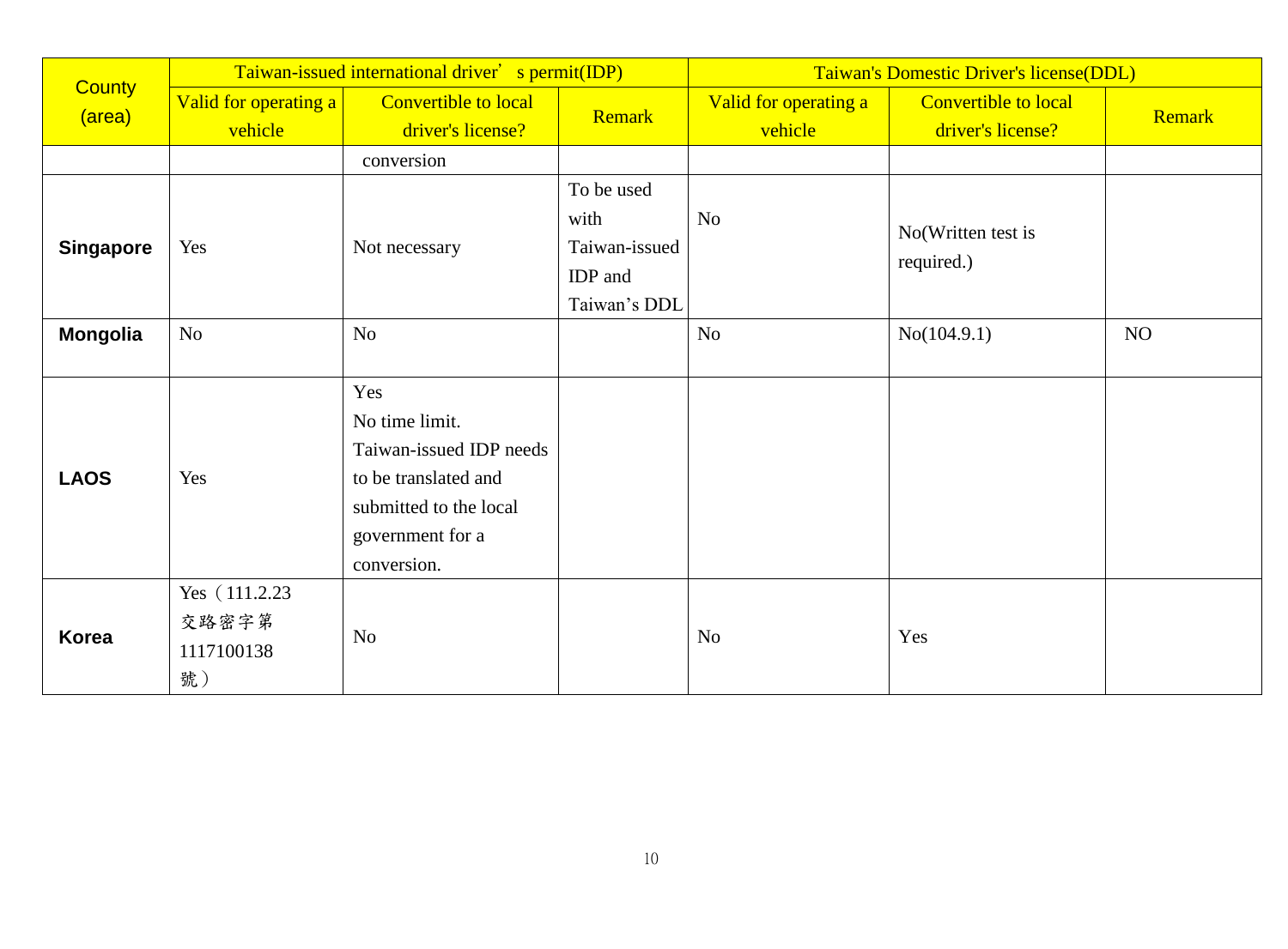| County (area) | Taiwan-issued international driver' s permit(IDP) | | | Taiwan's Domestic Driver's license(DDL) | | |
|---|---|---|---|---|---|---|
| | Valid for operating a vehicle | Convertible to local driver's license? | Remark | Valid for operating a vehicle | Convertible to local driver's license? | Remark |
| | | conversion | | | | |
| **Singapore** | Yes | Not necessary | To be used with Taiwan-issued IDP and Taiwan's DDL | No | No(Written test is required.) | |
| **Mongolia** | No | No | | No | No(104.9.1) | NO |
| **LAOS** | Yes | Yes<br>No time limit.<br>Taiwan-issued IDP needs to be translated and submitted to the local government for a conversion. | | | | |
| **Korea** | Yes（111.2.23 交路密字第 1117100138 號） | No | | No | Yes | |